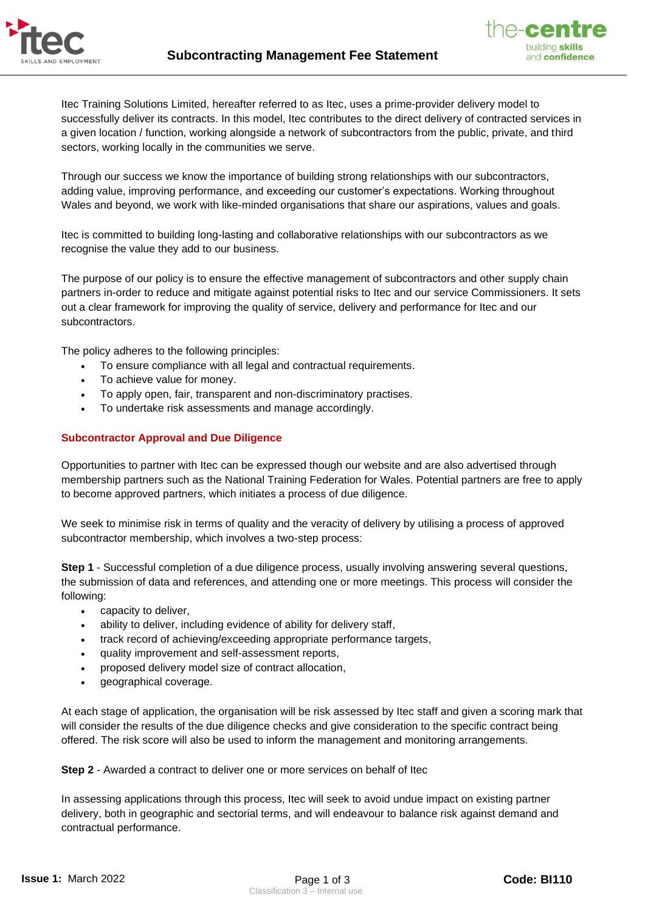# Subcontracting Management Fee Statement

Itec Training Solutions Limited, hereafter referred to as Itec, uses a prime-provider delivery model to successfully deliver its contracts. In this model, Itec contributes to the direct delivery of contracted services in a given location / function, working alongside a network of subcontractors from the public, private, and third sectors, working locally in the communities we serve.

Through our success we know the importance of building strong relationships with our subcontractors, adding value, improving performance, and exceeding our customer's expectations. Working throughout Wales and beyond, we work with like-minded organisations that share our aspirations, values and goals.

Itec is committed to building long-lasting and collaborative relationships with our subcontractors as we recognise the value they add to our business.

The purpose of our policy is to ensure the effective management of subcontractors and other supply chain partners in-order to reduce and mitigate against potential risks to Itec and our service Commissioners. It sets out a clear framework for improving the quality of service, delivery and performance for Itec and our subcontractors.

The policy adheres to the following principles:

- To ensure compliance with all legal and contractual requirements.
- To achieve value for money.
- To apply open, fair, transparent and non-discriminatory practises.
- To undertake risk assessments and manage accordingly.

## Subcontractor Approval and Due Diligence

Opportunities to partner with Itec can be expressed though our website and are also advertised through membership partners such as the National Training Federation for Wales. Potential partners are free to apply to become approved partners, which initiates a process of due diligence.

We seek to minimise risk in terms of quality and the veracity of delivery by utilising a process of approved subcontractor membership, which involves a two-step process:

**Step 1** - Successful completion of a due diligence process, usually involving answering several questions, the submission of data and references, and attending one or more meetings. This process will consider the following:

- capacity to deliver,
- ability to deliver, including evidence of ability for delivery staff,
- track record of achieving/exceeding appropriate performance targets,
- quality improvement and self-assessment reports,
- proposed delivery model size of contract allocation,
- geographical coverage.

At each stage of application, the organisation will be risk assessed by Itec staff and given a scoring mark that will consider the results of the due diligence checks and give consideration to the specific contract being offered. The risk score will also be used to inform the management and monitoring arrangements.

**Step 2** - Awarded a contract to deliver one or more services on behalf of Itec

In assessing applications through this process, Itec will seek to avoid undue impact on existing partner delivery, both in geographic and sectorial terms, and will endeavour to balance risk against demand and contractual performance.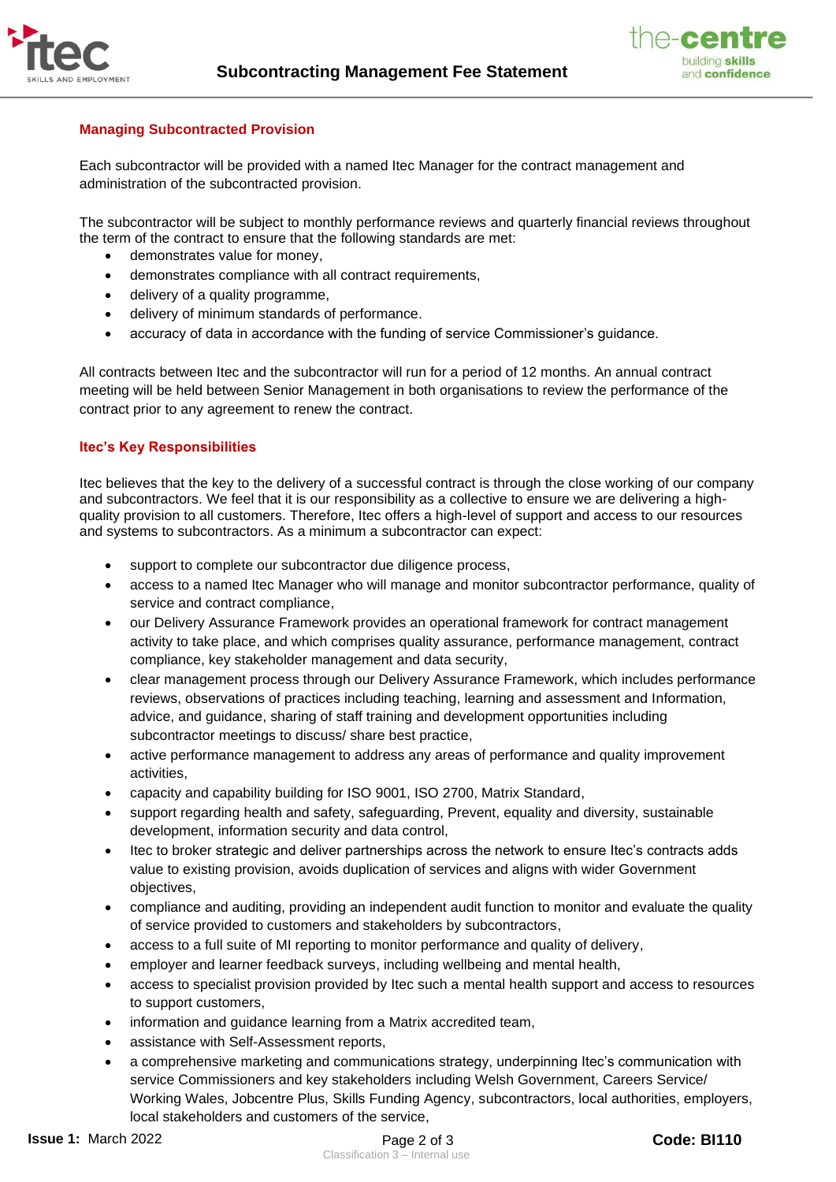## Managing Subcontracted Provision

Each subcontractor will be provided with a named Itec Manager for the contract management and administration of the subcontracted provision.

The subcontractor will be subject to monthly performance reviews and quarterly financial reviews throughout the term of the contract to ensure that the following standards are met:

- demonstrates value for money,
- demonstrates compliance with all contract requirements,
- delivery of a quality programme,
- delivery of minimum standards of performance.
- accuracy of data in accordance with the funding of service Commissioner's guidance.

All contracts between Itec and the subcontractor will run for a period of 12 months. An annual contract meeting will be held between Senior Management in both organisations to review the performance of the contract prior to any agreement to renew the contract.

## Itec's Key Responsibilities

Itec believes that the key to the delivery of a successful contract is through the close working of our company and subcontractors. We feel that it is our responsibility as a collective to ensure we are delivering a high-quality provision to all customers. Therefore, Itec offers a high-level of support and access to our resources and systems to subcontractors. As a minimum a subcontractor can expect:

- support to complete our subcontractor due diligence process,
- access to a named Itec Manager who will manage and monitor subcontractor performance, quality of service and contract compliance,
- our Delivery Assurance Framework provides an operational framework for contract management activity to take place, and which comprises quality assurance, performance management, contract compliance, key stakeholder management and data security,
- clear management process through our Delivery Assurance Framework, which includes performance reviews, observations of practices including teaching, learning and assessment and Information, advice, and guidance, sharing of staff training and development opportunities including subcontractor meetings to discuss/ share best practice,
- active performance management to address any areas of performance and quality improvement activities,
- capacity and capability building for ISO 9001, ISO 2700, Matrix Standard,
- support regarding health and safety, safeguarding, Prevent, equality and diversity, sustainable development, information security and data control,
- Itec to broker strategic and deliver partnerships across the network to ensure Itec's contracts adds value to existing provision, avoids duplication of services and aligns with wider Government objectives,
- compliance and auditing, providing an independent audit function to monitor and evaluate the quality of service provided to customers and stakeholders by subcontractors,
- access to a full suite of MI reporting to monitor performance and quality of delivery,
- employer and learner feedback surveys, including wellbeing and mental health,
- access to specialist provision provided by Itec such a mental health support and access to resources to support customers,
- information and guidance learning from a Matrix accredited team,
- assistance with Self-Assessment reports,
- a comprehensive marketing and communications strategy, underpinning Itec's communication with service Commissioners and key stakeholders including Welsh Government, Careers Service/ Working Wales, Jobcentre Plus, Skills Funding Agency, subcontractors, local authorities, employers, local stakeholders and customers of the service,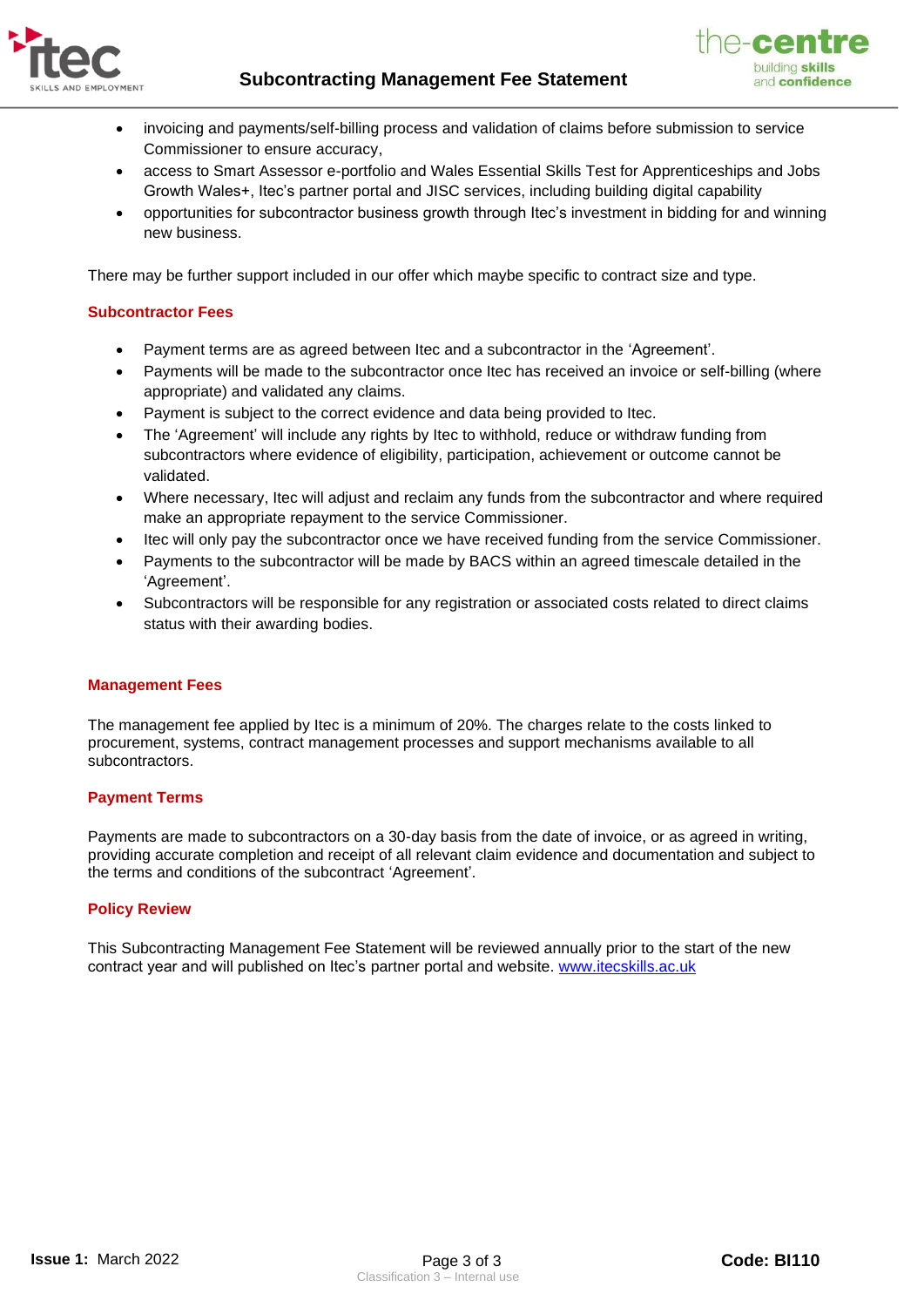- invoicing and payments/self-billing process and validation of claims before submission to service Commissioner to ensure accuracy,
- access to Smart Assessor e-portfolio and Wales Essential Skills Test for Apprenticeships and Jobs Growth Wales+, Itec's partner portal and JISC services, including building digital capability
- opportunities for subcontractor business growth through Itec's investment in bidding for and winning new business.

There may be further support included in our offer which maybe specific to contract size and type.

### Subcontractor Fees

- Payment terms are as agreed between Itec and a subcontractor in the 'Agreement'.
- Payments will be made to the subcontractor once Itec has received an invoice or self-billing (where appropriate) and validated any claims.
- Payment is subject to the correct evidence and data being provided to Itec.
- The 'Agreement' will include any rights by Itec to withhold, reduce or withdraw funding from subcontractors where evidence of eligibility, participation, achievement or outcome cannot be validated.
- Where necessary, Itec will adjust and reclaim any funds from the subcontractor and where required make an appropriate repayment to the service Commissioner.
- Itec will only pay the subcontractor once we have received funding from the service Commissioner.
- Payments to the subcontractor will be made by BACS within an agreed timescale detailed in the 'Agreement'.
- Subcontractors will be responsible for any registration or associated costs related to direct claims status with their awarding bodies.

### Management Fees

The management fee applied by Itec is a minimum of 20%. The charges relate to the costs linked to procurement, systems, contract management processes and support mechanisms available to all subcontractors.

### Payment Terms

Payments are made to subcontractors on a 30-day basis from the date of invoice, or as agreed in writing, providing accurate completion and receipt of all relevant claim evidence and documentation and subject to the terms and conditions of the subcontract 'Agreement'.

### Policy Review

This Subcontracting Management Fee Statement will be reviewed annually prior to the start of the new contract year and will published on Itec's partner portal and website. [www.itecskills.ac.uk](http://www.itecskills.ac.uk)